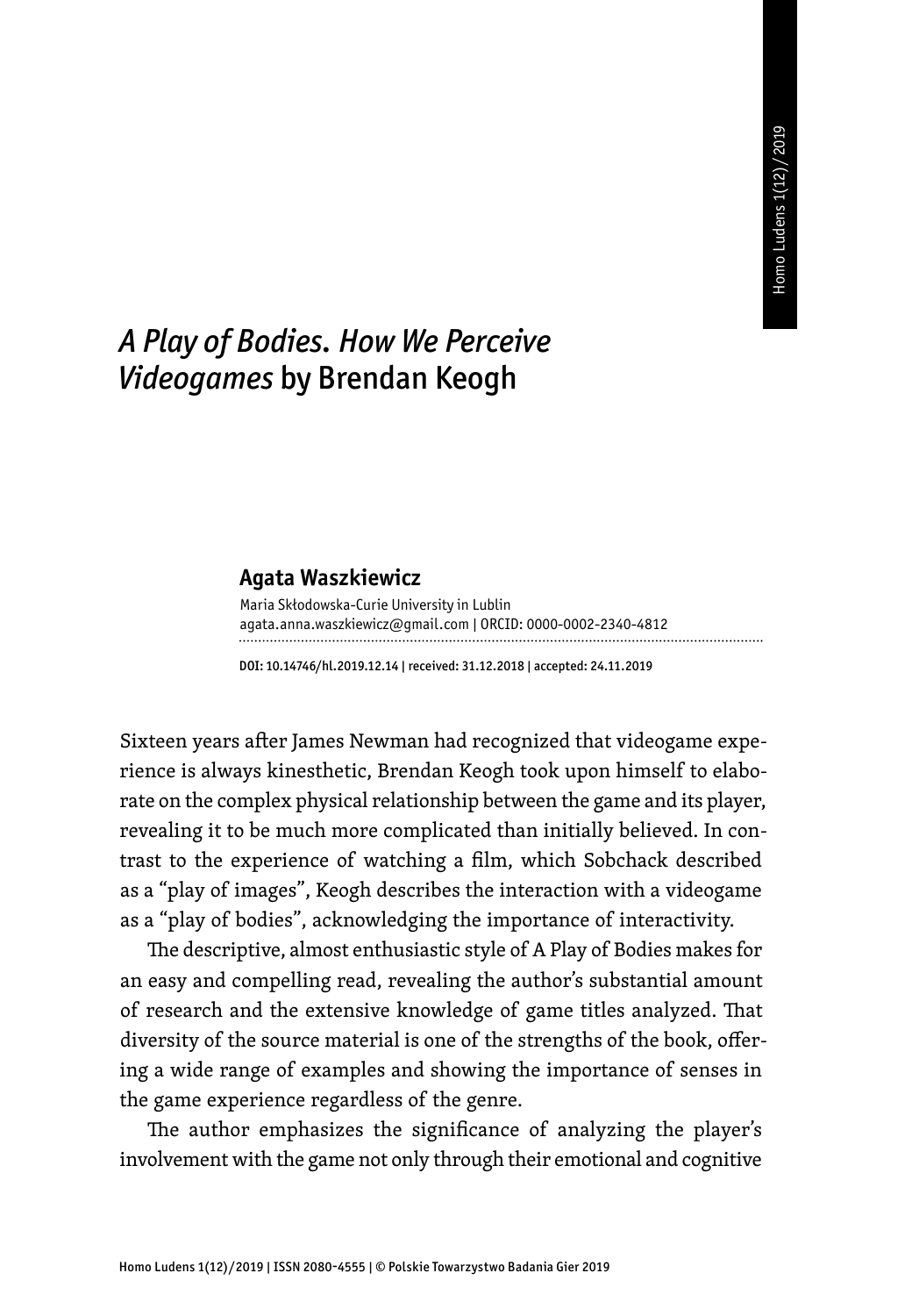# *A Play of Bodies. How We Perceive Videogames* by Brendan Keogh

**Agata Waszkiewicz**

Maria Skłodowska-Curie University in Lublin
agata.anna.waszkiewicz@gmail.com | ORCID: 0000-0002-2340-4812

DOI: 10.14746/hl.2019.12.14 | received: 31.12.2018 | accepted: 24.11.2019

Sixteen years after James Newman had recognized that videogame experience is always kinesthetic, Brendan Keogh took upon himself to elaborate on the complex physical relationship between the game and its player, revealing it to be much more complicated than initially believed. In contrast to the experience of watching a film, which Sobchack described as a "play of images", Keogh describes the interaction with a videogame as a "play of bodies", acknowledging the importance of interactivity.

The descriptive, almost enthusiastic style of A Play of Bodies makes for an easy and compelling read, revealing the author's substantial amount of research and the extensive knowledge of game titles analyzed. That diversity of the source material is one of the strengths of the book, offering a wide range of examples and showing the importance of senses in the game experience regardless of the genre.

The author emphasizes the significance of analyzing the player's involvement with the game not only through their emotional and cognitive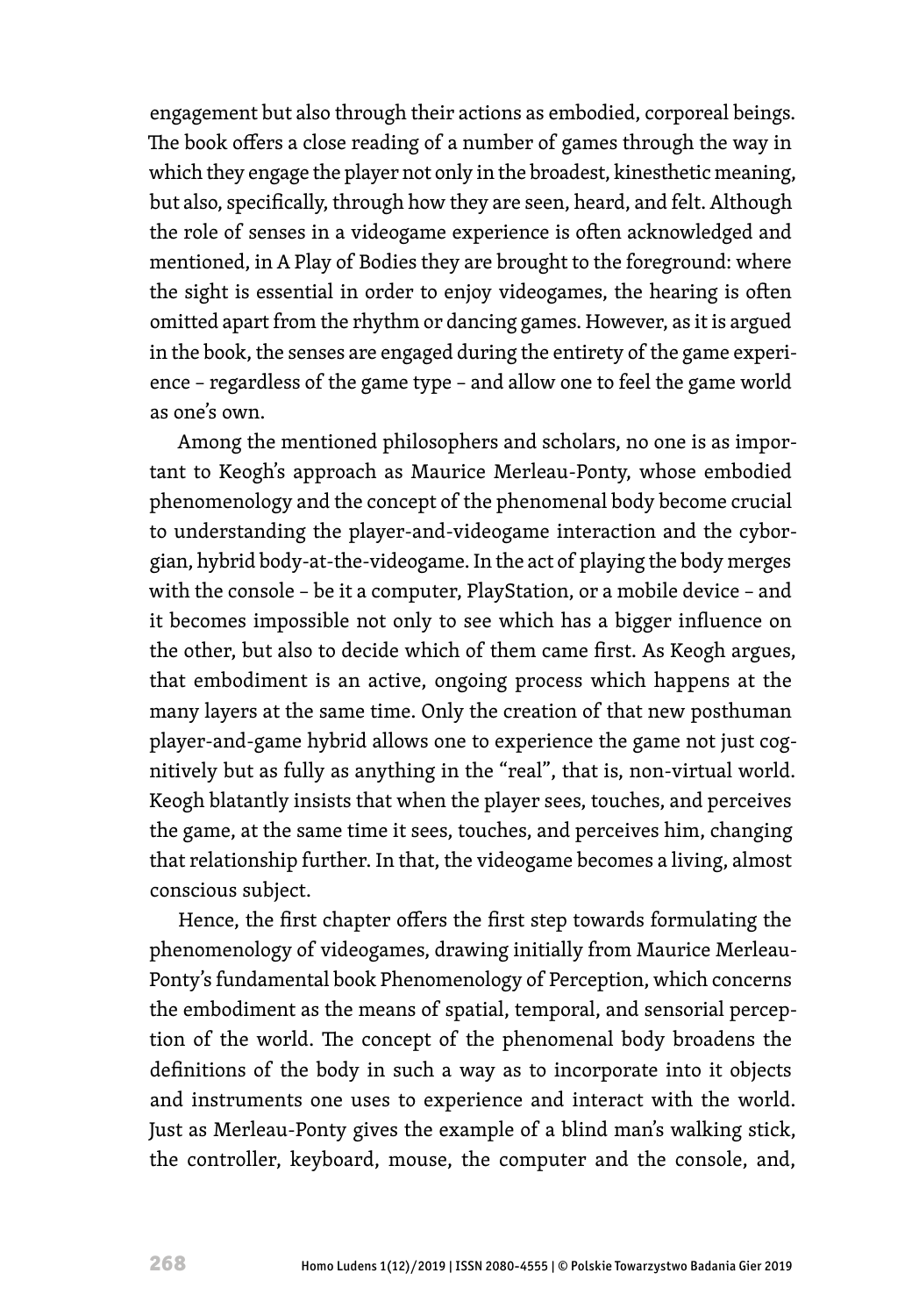engagement but also through their actions as embodied, corporeal beings. The book offers a close reading of a number of games through the way in which they engage the player not only in the broadest, kinesthetic meaning, but also, specifically, through how they are seen, heard, and felt. Although the role of senses in a videogame experience is often acknowledged and mentioned, in A Play of Bodies they are brought to the foreground: where the sight is essential in order to enjoy videogames, the hearing is often omitted apart from the rhythm or dancing games. However, as it is argued in the book, the senses are engaged during the entirety of the game experience – regardless of the game type – and allow one to feel the game world as one's own.

Among the mentioned philosophers and scholars, no one is as important to Keogh's approach as Maurice Merleau-Ponty, whose embodied phenomenology and the concept of the phenomenal body become crucial to understanding the player-and-videogame interaction and the cyborgian, hybrid body-at-the-videogame. In the act of playing the body merges with the console – be it a computer, PlayStation, or a mobile device – and it becomes impossible not only to see which has a bigger influence on the other, but also to decide which of them came first. As Keogh argues, that embodiment is an active, ongoing process which happens at the many layers at the same time. Only the creation of that new posthuman player-and-game hybrid allows one to experience the game not just cognitively but as fully as anything in the "real", that is, non-virtual world. Keogh blatantly insists that when the player sees, touches, and perceives the game, at the same time it sees, touches, and perceives him, changing that relationship further. In that, the videogame becomes a living, almost conscious subject.

Hence, the first chapter offers the first step towards formulating the phenomenology of videogames, drawing initially from Maurice Merleau-Ponty's fundamental book Phenomenology of Perception, which concerns the embodiment as the means of spatial, temporal, and sensorial perception of the world. The concept of the phenomenal body broadens the definitions of the body in such a way as to incorporate into it objects and instruments one uses to experience and interact with the world. Just as Merleau-Ponty gives the example of a blind man's walking stick, the controller, keyboard, mouse, the computer and the console, and,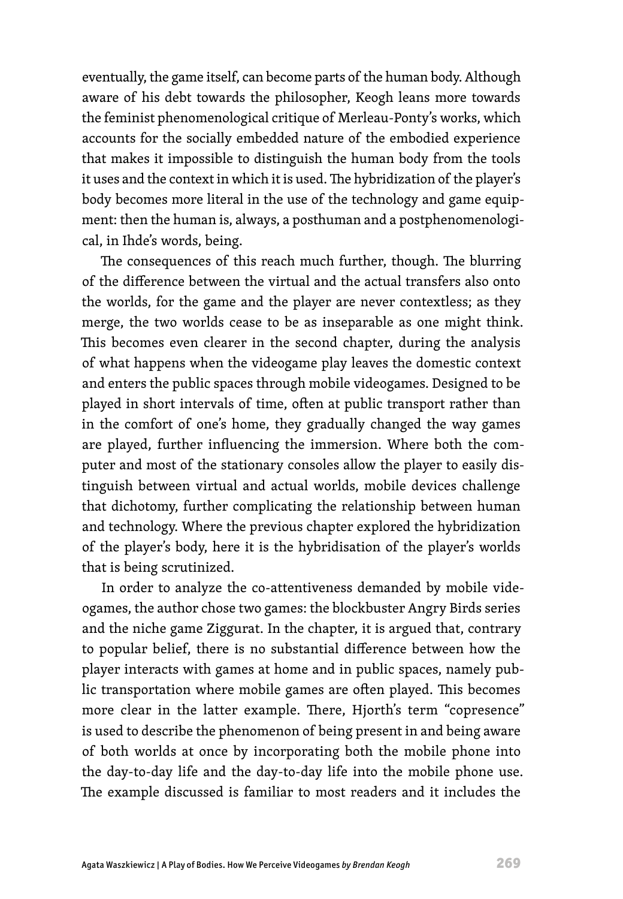eventually, the game itself, can become parts of the human body. Although aware of his debt towards the philosopher, Keogh leans more towards the feminist phenomenological critique of Merleau-Ponty's works, which accounts for the socially embedded nature of the embodied experience that makes it impossible to distinguish the human body from the tools it uses and the context in which it is used. The hybridization of the player's body becomes more literal in the use of the technology and game equipment: then the human is, always, a posthuman and a postphenomenological, in Ihde's words, being.

The consequences of this reach much further, though. The blurring of the difference between the virtual and the actual transfers also onto the worlds, for the game and the player are never contextless; as they merge, the two worlds cease to be as inseparable as one might think. This becomes even clearer in the second chapter, during the analysis of what happens when the videogame play leaves the domestic context and enters the public spaces through mobile videogames. Designed to be played in short intervals of time, often at public transport rather than in the comfort of one's home, they gradually changed the way games are played, further influencing the immersion. Where both the computer and most of the stationary consoles allow the player to easily distinguish between virtual and actual worlds, mobile devices challenge that dichotomy, further complicating the relationship between human and technology. Where the previous chapter explored the hybridization of the player's body, here it is the hybridisation of the player's worlds that is being scrutinized.

In order to analyze the co-attentiveness demanded by mobile videogames, the author chose two games: the blockbuster Angry Birds series and the niche game Ziggurat. In the chapter, it is argued that, contrary to popular belief, there is no substantial difference between how the player interacts with games at home and in public spaces, namely public transportation where mobile games are often played. This becomes more clear in the latter example. There, Hjorth's term "copresence" is used to describe the phenomenon of being present in and being aware of both worlds at once by incorporating both the mobile phone into the day-to-day life and the day-to-day life into the mobile phone use. The example discussed is familiar to most readers and it includes the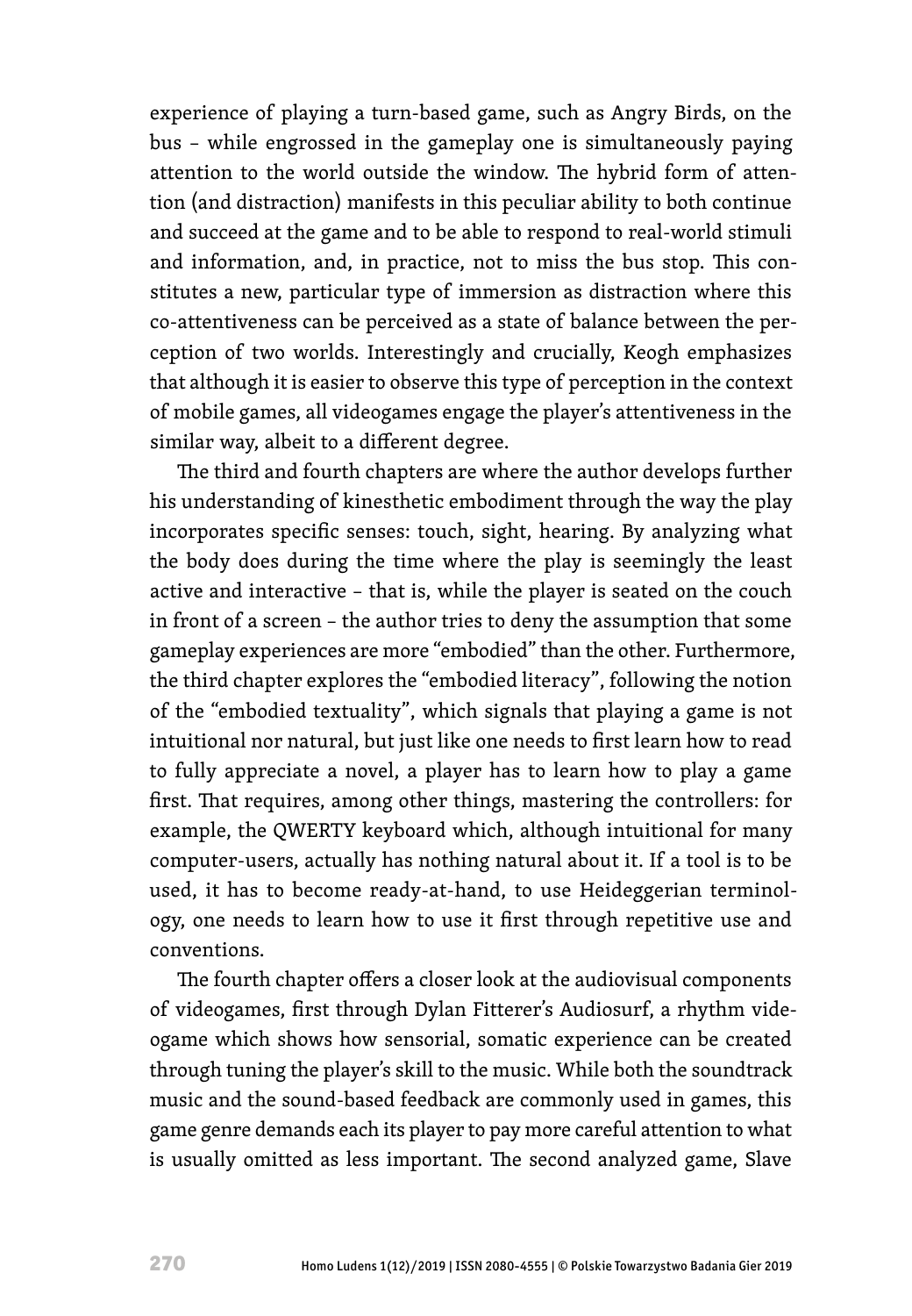experience of playing a turn-based game, such as Angry Birds, on the bus – while engrossed in the gameplay one is simultaneously paying attention to the world outside the window. The hybrid form of attention (and distraction) manifests in this peculiar ability to both continue and succeed at the game and to be able to respond to real-world stimuli and information, and, in practice, not to miss the bus stop. This constitutes a new, particular type of immersion as distraction where this co-attentiveness can be perceived as a state of balance between the perception of two worlds. Interestingly and crucially, Keogh emphasizes that although it is easier to observe this type of perception in the context of mobile games, all videogames engage the player's attentiveness in the similar way, albeit to a different degree.

The third and fourth chapters are where the author develops further his understanding of kinesthetic embodiment through the way the play incorporates specific senses: touch, sight, hearing. By analyzing what the body does during the time where the play is seemingly the least active and interactive – that is, while the player is seated on the couch in front of a screen – the author tries to deny the assumption that some gameplay experiences are more "embodied" than the other. Furthermore, the third chapter explores the "embodied literacy", following the notion of the "embodied textuality", which signals that playing a game is not intuitional nor natural, but just like one needs to first learn how to read to fully appreciate a novel, a player has to learn how to play a game first. That requires, among other things, mastering the controllers: for example, the QWERTY keyboard which, although intuitional for many computer-users, actually has nothing natural about it. If a tool is to be used, it has to become ready-at-hand, to use Heideggerian terminology, one needs to learn how to use it first through repetitive use and conventions.

The fourth chapter offers a closer look at the audiovisual components of videogames, first through Dylan Fitterer's Audiosurf, a rhythm videogame which shows how sensorial, somatic experience can be created through tuning the player's skill to the music. While both the soundtrack music and the sound-based feedback are commonly used in games, this game genre demands each its player to pay more careful attention to what is usually omitted as less important. The second analyzed game, Slave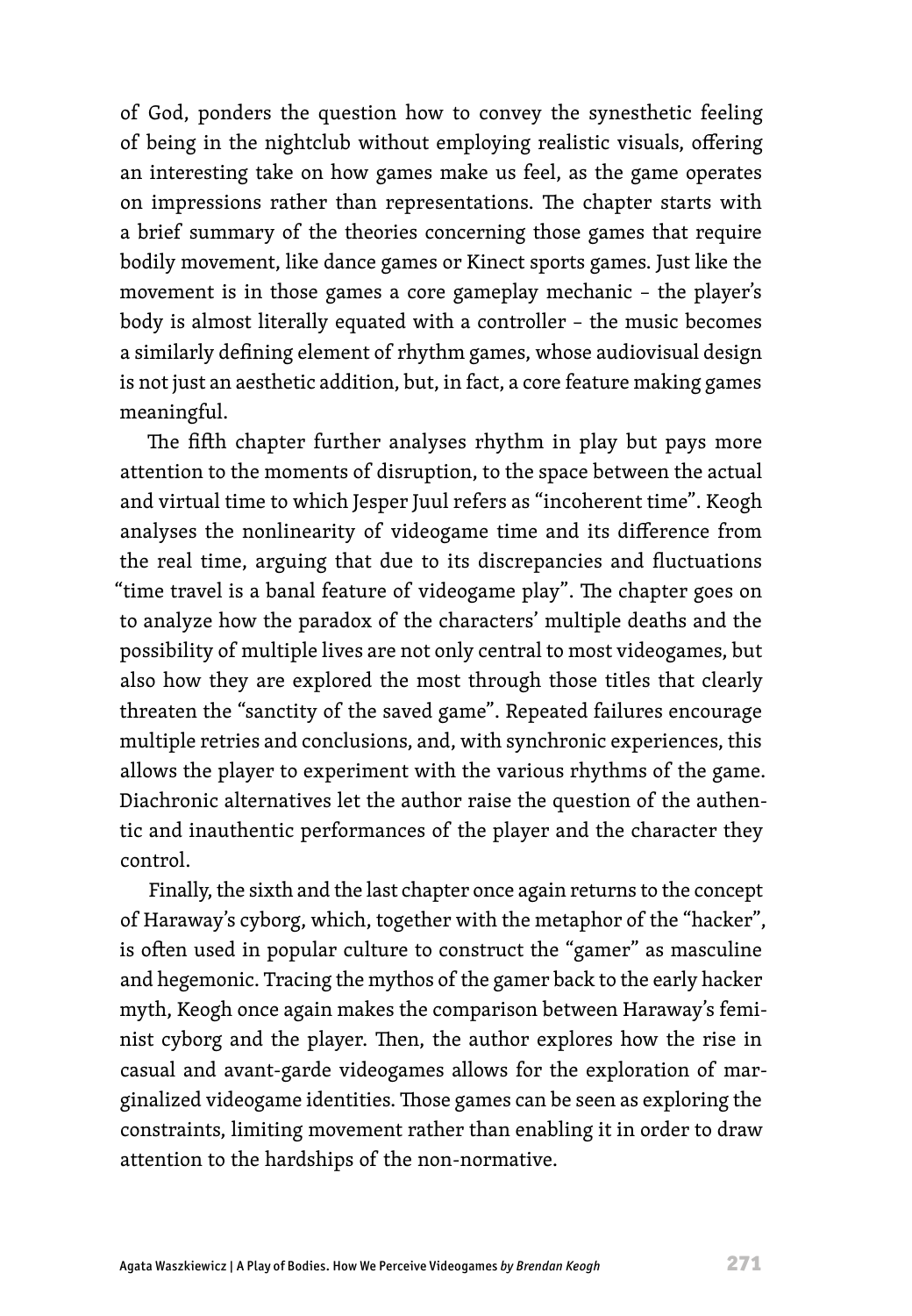of God, ponders the question how to convey the synesthetic feeling of being in the nightclub without employing realistic visuals, offering an interesting take on how games make us feel, as the game operates on impressions rather than representations. The chapter starts with a brief summary of the theories concerning those games that require bodily movement, like dance games or Kinect sports games. Just like the movement is in those games a core gameplay mechanic – the player's body is almost literally equated with a controller – the music becomes a similarly defining element of rhythm games, whose audiovisual design is not just an aesthetic addition, but, in fact, a core feature making games meaningful.

The fifth chapter further analyses rhythm in play but pays more attention to the moments of disruption, to the space between the actual and virtual time to which Jesper Juul refers as "incoherent time". Keogh analyses the nonlinearity of videogame time and its difference from the real time, arguing that due to its discrepancies and fluctuations "time travel is a banal feature of videogame play". The chapter goes on to analyze how the paradox of the characters' multiple deaths and the possibility of multiple lives are not only central to most videogames, but also how they are explored the most through those titles that clearly threaten the "sanctity of the saved game". Repeated failures encourage multiple retries and conclusions, and, with synchronic experiences, this allows the player to experiment with the various rhythms of the game. Diachronic alternatives let the author raise the question of the authentic and inauthentic performances of the player and the character they control.

Finally, the sixth and the last chapter once again returns to the concept of Haraway's cyborg, which, together with the metaphor of the "hacker", is often used in popular culture to construct the "gamer" as masculine and hegemonic. Tracing the mythos of the gamer back to the early hacker myth, Keogh once again makes the comparison between Haraway's feminist cyborg and the player. Then, the author explores how the rise in casual and avant-garde videogames allows for the exploration of marginalized videogame identities. Those games can be seen as exploring the constraints, limiting movement rather than enabling it in order to draw attention to the hardships of the non-normative.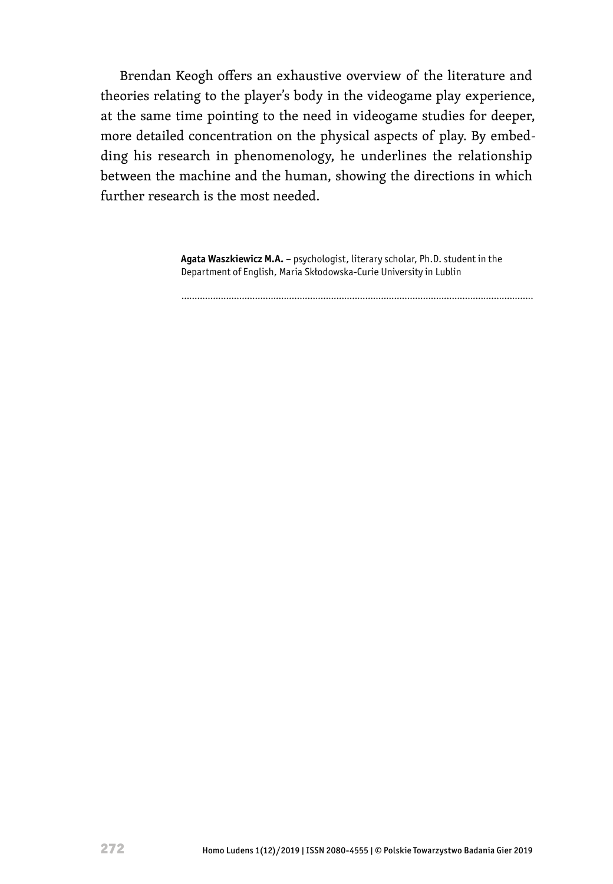Brendan Keogh offers an exhaustive overview of the literature and theories relating to the player's body in the videogame play experience, at the same time pointing to the need in videogame studies for deeper, more detailed concentration on the physical aspects of play. By embedding his research in phenomenology, he underlines the relationship between the machine and the human, showing the directions in which further research is the most needed.

**Agata Waszkiewicz M.A.** – psychologist, literary scholar, Ph.D. student in the Department of English, Maria Skłodowska-Curie University in Lublin